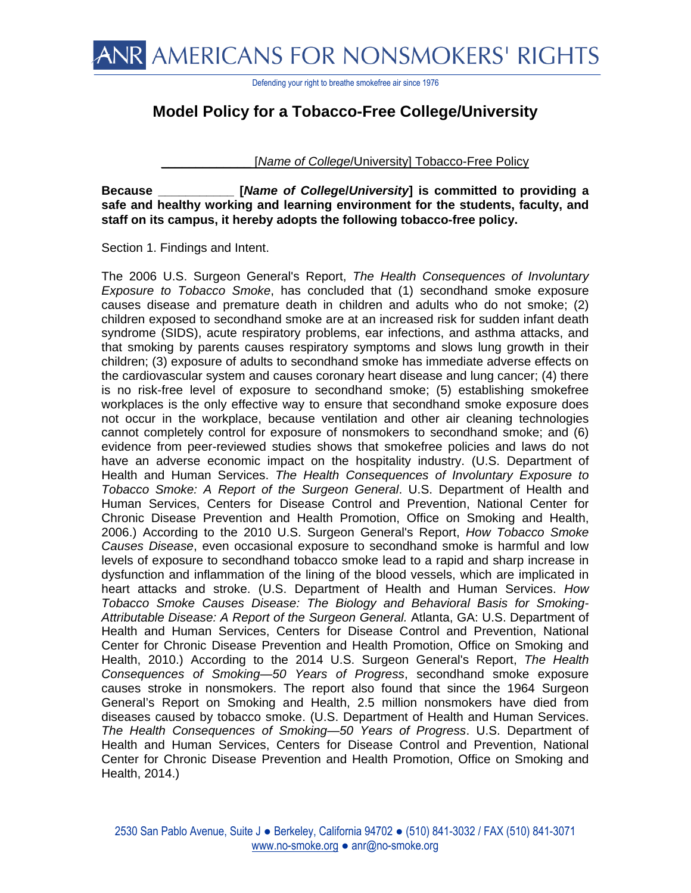ANR AMERICANS FOR NONSMOKERS' RIGHTS

Defending your right to breathe smokefree air since 1976

# Model Policy for a Tobacco-Free College/University

_____________ [*Name of College*/University] Tobacco-Free Policy

**Because __________ [*Name of College/University*] is committed to providing a safe and healthy working and learning environment for the students, faculty, and staff on its campus, it hereby adopts the following tobacco-free policy.**

Section 1. Findings and Intent.

The 2006 U.S. Surgeon General's Report, *The Health Consequences of Involuntary Exposure to Tobacco Smoke*, has concluded that (1) secondhand smoke exposure causes disease and premature death in children and adults who do not smoke; (2) children exposed to secondhand smoke are at an increased risk for sudden infant death syndrome (SIDS), acute respiratory problems, ear infections, and asthma attacks, and that smoking by parents causes respiratory symptoms and slows lung growth in their children; (3) exposure of adults to secondhand smoke has immediate adverse effects on the cardiovascular system and causes coronary heart disease and lung cancer; (4) there is no risk-free level of exposure to secondhand smoke; (5) establishing smokefree workplaces is the only effective way to ensure that secondhand smoke exposure does not occur in the workplace, because ventilation and other air cleaning technologies cannot completely control for exposure of nonsmokers to secondhand smoke; and (6) evidence from peer-reviewed studies shows that smokefree policies and laws do not have an adverse economic impact on the hospitality industry. (U.S. Department of Health and Human Services. *The Health Consequences of Involuntary Exposure to Tobacco Smoke: A Report of the Surgeon General*. U.S. Department of Health and Human Services, Centers for Disease Control and Prevention, National Center for Chronic Disease Prevention and Health Promotion, Office on Smoking and Health, 2006.) According to the 2010 U.S. Surgeon General's Report, *How Tobacco Smoke Causes Disease*, even occasional exposure to secondhand smoke is harmful and low levels of exposure to secondhand tobacco smoke lead to a rapid and sharp increase in dysfunction and inflammation of the lining of the blood vessels, which are implicated in heart attacks and stroke. (U.S. Department of Health and Human Services. *How Tobacco Smoke Causes Disease: The Biology and Behavioral Basis for Smoking-Attributable Disease: A Report of the Surgeon General.* Atlanta, GA: U.S. Department of Health and Human Services, Centers for Disease Control and Prevention, National Center for Chronic Disease Prevention and Health Promotion, Office on Smoking and Health, 2010.) According to the 2014 U.S. Surgeon General's Report, *The Health Consequences of Smoking—50 Years of Progress*, secondhand smoke exposure causes stroke in nonsmokers. The report also found that since the 1964 Surgeon General's Report on Smoking and Health, 2.5 million nonsmokers have died from diseases caused by tobacco smoke. (U.S. Department of Health and Human Services. *The Health Consequences of Smoking—50 Years of Progress*. U.S. Department of Health and Human Services, Centers for Disease Control and Prevention, National Center for Chronic Disease Prevention and Health Promotion, Office on Smoking and Health, 2014.)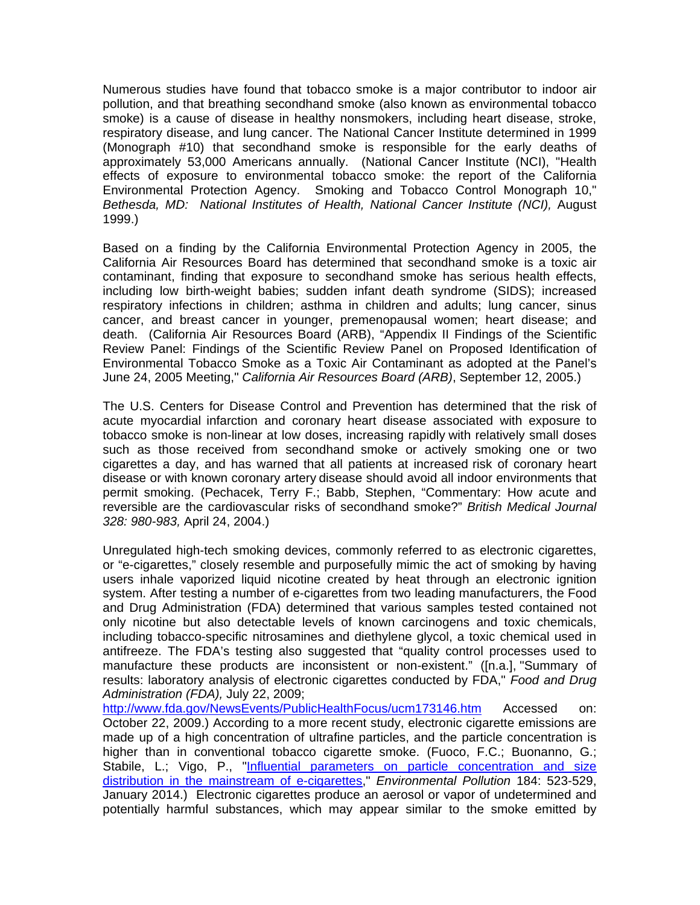Numerous studies have found that tobacco smoke is a major contributor to indoor air pollution, and that breathing secondhand smoke (also known as environmental tobacco smoke) is a cause of disease in healthy nonsmokers, including heart disease, stroke, respiratory disease, and lung cancer. The National Cancer Institute determined in 1999 (Monograph #10) that secondhand smoke is responsible for the early deaths of approximately 53,000 Americans annually. (National Cancer Institute (NCI), "Health effects of exposure to environmental tobacco smoke: the report of the California Environmental Protection Agency. Smoking and Tobacco Control Monograph 10," *Bethesda, MD: National Institutes of Health, National Cancer Institute (NCI),* August 1999.)

Based on a finding by the California Environmental Protection Agency in 2005, the California Air Resources Board has determined that secondhand smoke is a toxic air contaminant, finding that exposure to secondhand smoke has serious health effects, including low birth-weight babies; sudden infant death syndrome (SIDS); increased respiratory infections in children; asthma in children and adults; lung cancer, sinus cancer, and breast cancer in younger, premenopausal women; heart disease; and death. (California Air Resources Board (ARB), "Appendix II Findings of the Scientific Review Panel: Findings of the Scientific Review Panel on Proposed Identification of Environmental Tobacco Smoke as a Toxic Air Contaminant as adopted at the Panel's June 24, 2005 Meeting," *California Air Resources Board (ARB)*, September 12, 2005.)

The U.S. Centers for Disease Control and Prevention has determined that the risk of acute myocardial infarction and coronary heart disease associated with exposure to tobacco smoke is non-linear at low doses, increasing rapidly with relatively small doses such as those received from secondhand smoke or actively smoking one or two cigarettes a day, and has warned that all patients at increased risk of coronary heart disease or with known coronary artery disease should avoid all indoor environments that permit smoking. (Pechacek, Terry F.; Babb, Stephen, "Commentary: How acute and reversible are the cardiovascular risks of secondhand smoke?" *British Medical Journal 328: 980-983,* April 24, 2004.)

Unregulated high-tech smoking devices, commonly referred to as electronic cigarettes, or "e-cigarettes," closely resemble and purposefully mimic the act of smoking by having users inhale vaporized liquid nicotine created by heat through an electronic ignition system. After testing a number of e-cigarettes from two leading manufacturers, the Food and Drug Administration (FDA) determined that various samples tested contained not only nicotine but also detectable levels of known carcinogens and toxic chemicals, including tobacco-specific nitrosamines and diethylene glycol, a toxic chemical used in antifreeze. The FDA's testing also suggested that "quality control processes used to manufacture these products are inconsistent or non-existent." ([n.a.], "Summary of results: laboratory analysis of electronic cigarettes conducted by FDA," *Food and Drug Administration (FDA),* July 22, 2009; [http://www.fda.gov/NewsEvents/PublicHealthFocus/ucm173146.htm](http://www.fda.gov/NewsEvents/PublicHealthFocus/ucm173146.htm) Accessed on: October 22, 2009.) According to a more recent study, electronic cigarette emissions are made up of a high concentration of ultrafine particles, and the particle concentration is higher than in conventional tobacco cigarette smoke. (Fuoco, F.C.; Buonanno, G.; Stabile, L.; Vigo, P., "Influential parameters on particle concentration and size distribution in the mainstream of e-cigarettes," *Environmental Pollution* 184: 523-529, January 2014.) Electronic cigarettes produce an aerosol or vapor of undetermined and potentially harmful substances, which may appear similar to the smoke emitted by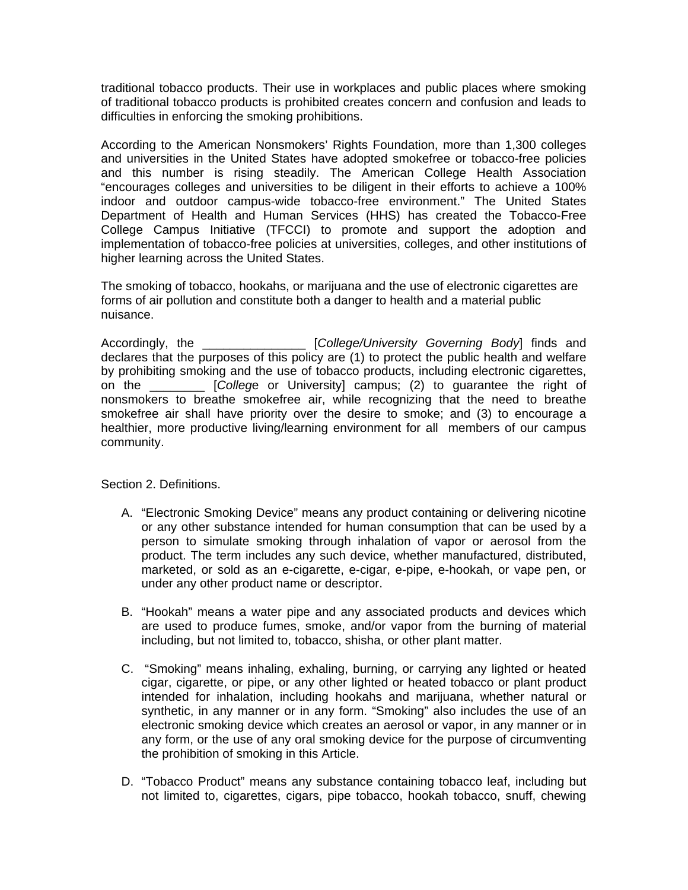traditional tobacco products. Their use in workplaces and public places where smoking of traditional tobacco products is prohibited creates concern and confusion and leads to difficulties in enforcing the smoking prohibitions.

According to the American Nonsmokers' Rights Foundation, more than 1,300 colleges and universities in the United States have adopted smokefree or tobacco-free policies and this number is rising steadily. The American College Health Association "encourages colleges and universities to be diligent in their efforts to achieve a 100% indoor and outdoor campus-wide tobacco-free environment." The United States Department of Health and Human Services (HHS) has created the Tobacco-Free College Campus Initiative (TFCCI) to promote and support the adoption and implementation of tobacco-free policies at universities, colleges, and other institutions of higher learning across the United States.

The smoking of tobacco, hookahs, or marijuana and the use of electronic cigarettes are forms of air pollution and constitute both a danger to health and a material public nuisance.

Accordingly, the _______________ [*College/University Governing Body*] finds and declares that the purposes of this policy are (1) to protect the public health and welfare by prohibiting smoking and the use of tobacco products, including electronic cigarettes, on the ________ [*College* or University] campus; (2) to guarantee the right of nonsmokers to breathe smokefree air, while recognizing that the need to breathe smokefree air shall have priority over the desire to smoke; and (3) to encourage a healthier, more productive living/learning environment for all members of our campus community.

Section 2. Definitions.

A. "Electronic Smoking Device" means any product containing or delivering nicotine or any other substance intended for human consumption that can be used by a person to simulate smoking through inhalation of vapor or aerosol from the product. The term includes any such device, whether manufactured, distributed, marketed, or sold as an e-cigarette, e-cigar, e-pipe, e-hookah, or vape pen, or under any other product name or descriptor.

B. "Hookah" means a water pipe and any associated products and devices which are used to produce fumes, smoke, and/or vapor from the burning of material including, but not limited to, tobacco, shisha, or other plant matter.

C. "Smoking" means inhaling, exhaling, burning, or carrying any lighted or heated cigar, cigarette, or pipe, or any other lighted or heated tobacco or plant product intended for inhalation, including hookahs and marijuana, whether natural or synthetic, in any manner or in any form. "Smoking" also includes the use of an electronic smoking device which creates an aerosol or vapor, in any manner or in any form, or the use of any oral smoking device for the purpose of circumventing the prohibition of smoking in this Article.

D. "Tobacco Product" means any substance containing tobacco leaf, including but not limited to, cigarettes, cigars, pipe tobacco, hookah tobacco, snuff, chewing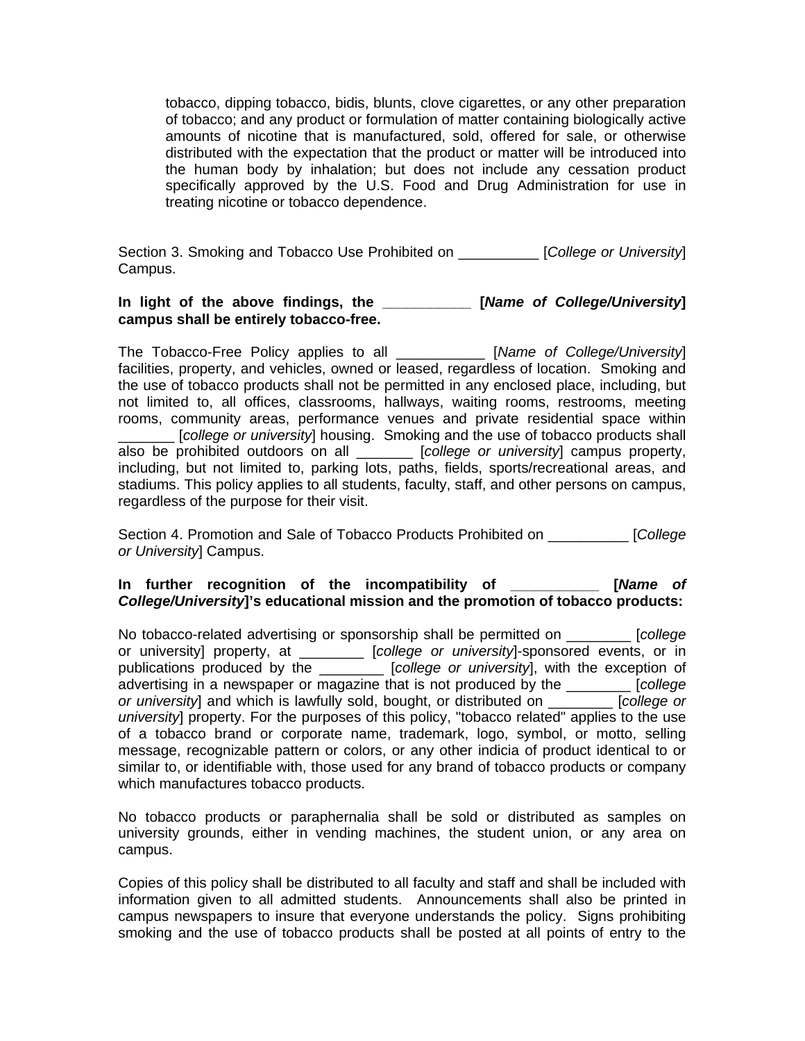tobacco, dipping tobacco, bidis, blunts, clove cigarettes, or any other preparation of tobacco; and any product or formulation of matter containing biologically active amounts of nicotine that is manufactured, sold, offered for sale, or otherwise distributed with the expectation that the product or matter will be introduced into the human body by inhalation; but does not include any cessation product specifically approved by the U.S. Food and Drug Administration for use in treating nicotine or tobacco dependence.

Section 3. Smoking and Tobacco Use Prohibited on __________ [*College or University*] Campus.

**In light of the above findings, the ___________ [*Name of College/University*] campus shall be entirely tobacco-free.**

The Tobacco-Free Policy applies to all ___________ [*Name of College/University*] facilities, property, and vehicles, owned or leased, regardless of location. Smoking and the use of tobacco products shall not be permitted in any enclosed place, including, but not limited to, all offices, classrooms, hallways, waiting rooms, restrooms, meeting rooms, community areas, performance venues and private residential space within _______ [*college or university*] housing. Smoking and the use of tobacco products shall also be prohibited outdoors on all _______ [*college or university*] campus property, including, but not limited to, parking lots, paths, fields, sports/recreational areas, and stadiums. This policy applies to all students, faculty, staff, and other persons on campus, regardless of the purpose for their visit.

Section 4. Promotion and Sale of Tobacco Products Prohibited on __________ [*College or University*] Campus.

**In further recognition of the incompatibility of ___________ [*Name of College/University*]'s educational mission and the promotion of tobacco products:**

No tobacco-related advertising or sponsorship shall be permitted on ________ [*college* or university] property, at ________ [*college or university*]-sponsored events, or in publications produced by the ________ [*college or university*], with the exception of advertising in a newspaper or magazine that is not produced by the ________ [*college or university*] and which is lawfully sold, bought, or distributed on ________ [*college or university*] property. For the purposes of this policy, "tobacco related" applies to the use of a tobacco brand or corporate name, trademark, logo, symbol, or motto, selling message, recognizable pattern or colors, or any other indicia of product identical to or similar to, or identifiable with, those used for any brand of tobacco products or company which manufactures tobacco products.

No tobacco products or paraphernalia shall be sold or distributed as samples on university grounds, either in vending machines, the student union, or any area on campus.

Copies of this policy shall be distributed to all faculty and staff and shall be included with information given to all admitted students. Announcements shall also be printed in campus newspapers to insure that everyone understands the policy. Signs prohibiting smoking and the use of tobacco products shall be posted at all points of entry to the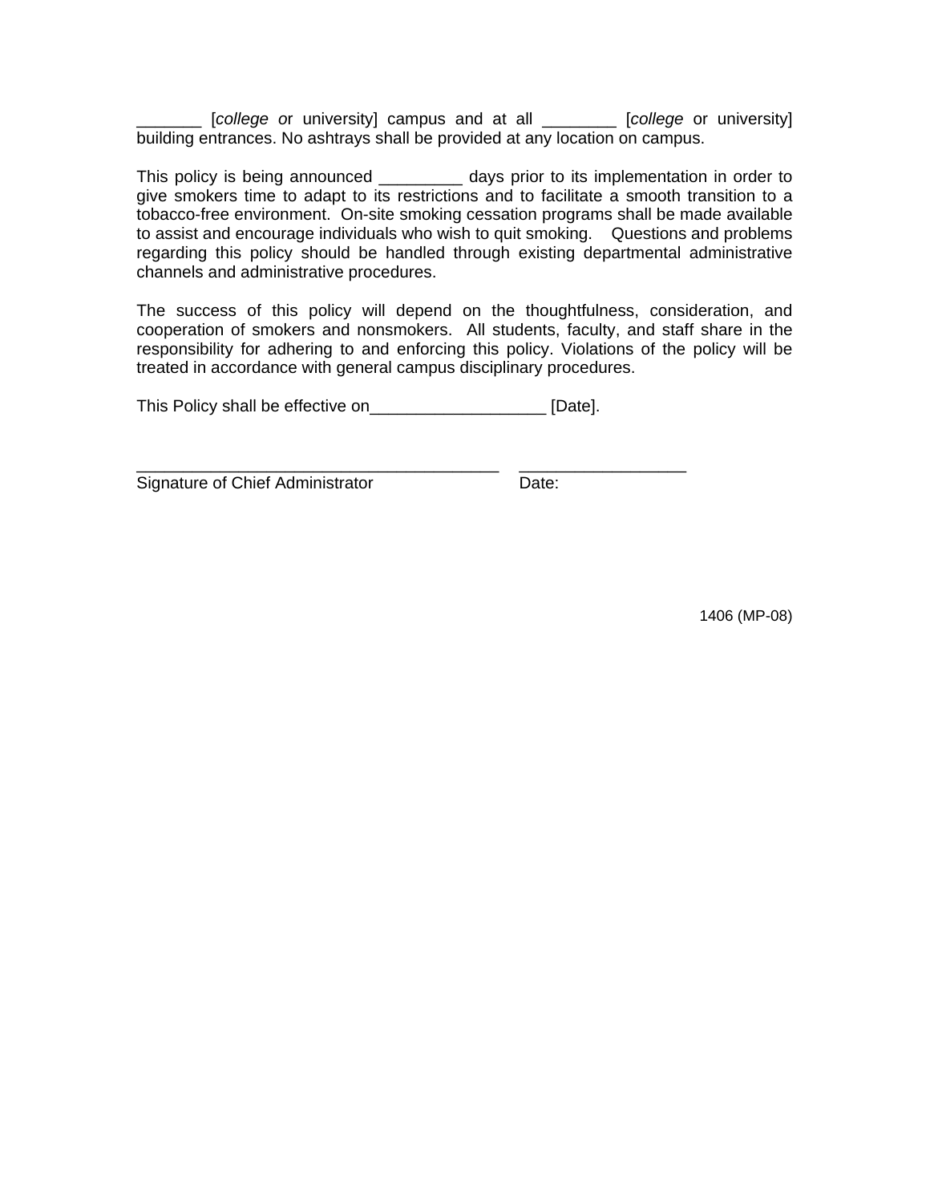_______ [*college o*r university] campus and at all ________ [*college* or university] building entrances. No ashtrays shall be provided at any location on campus.

This policy is being announced _________ days prior to its implementation in order to give smokers time to adapt to its restrictions and to facilitate a smooth transition to a tobacco-free environment. On-site smoking cessation programs shall be made available to assist and encourage individuals who wish to quit smoking. Questions and problems regarding this policy should be handled through existing departmental administrative channels and administrative procedures.

The success of this policy will depend on the thoughtfulness, consideration, and cooperation of smokers and nonsmokers. All students, faculty, and staff share in the responsibility for adhering to and enforcing this policy. Violations of the policy will be treated in accordance with general campus disciplinary procedures.

This Policy shall be effective on___________________ [Date].

_______________________________________ __________________

Signature of Chief Administrator Date:

1406 (MP-08)